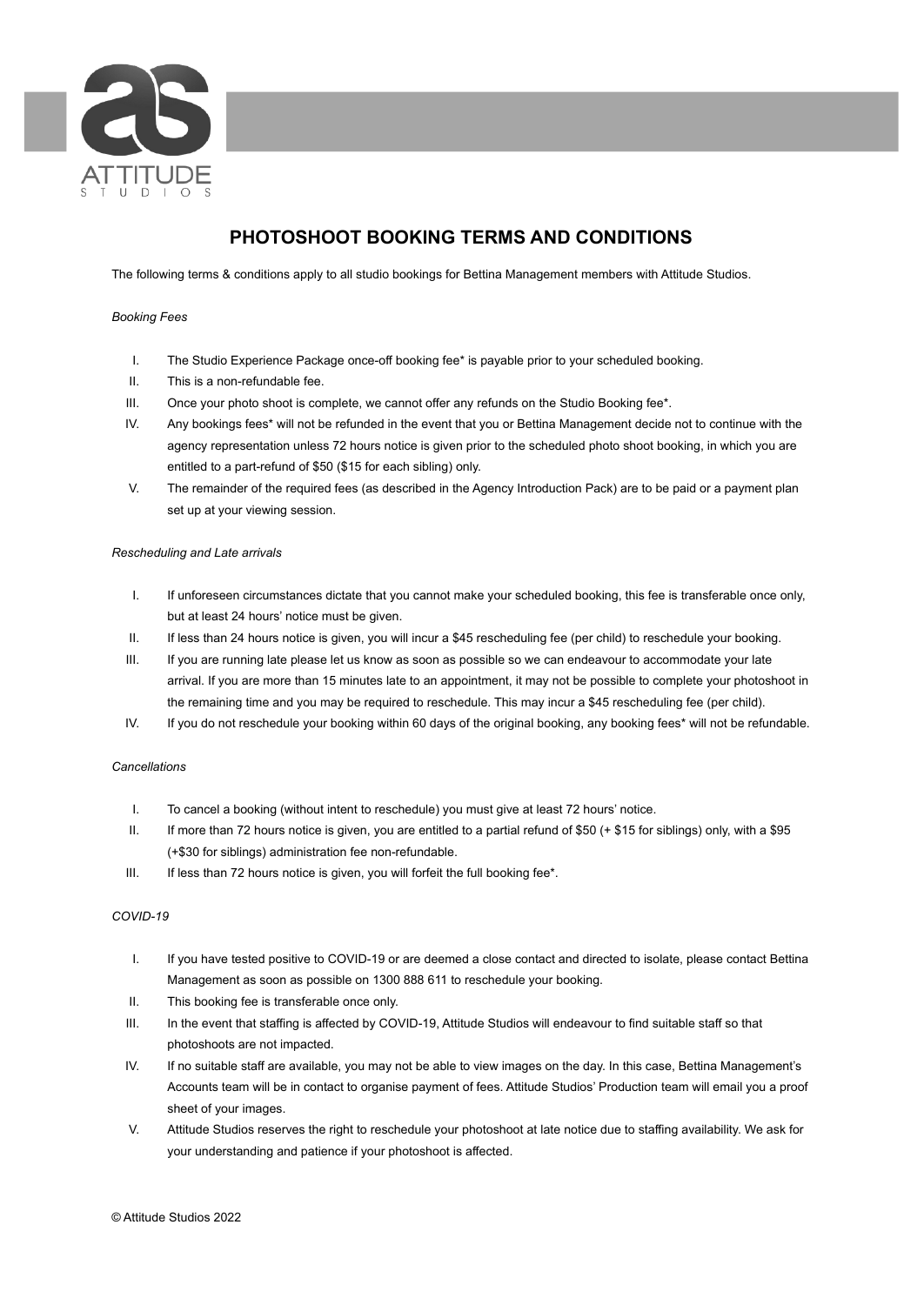# PHOTOSHOOT BOOKING TERMS AND CONDITIONS

The following terms & conditions apply to all studio bookings for Bettina Management members with Attitude Studios.

*Booking Fees*

I. The Studio Experience Package once-off booking fee* is payable prior to your scheduled booking.
II. This is a non-refundable fee.
III. Once your photo shoot is complete, we cannot offer any refunds on the Studio Booking fee*.
IV. Any bookings fees* will not be refunded in the event that you or Bettina Management decide not to continue with the agency representation unless 72 hours notice is given prior to the scheduled photo shoot booking, in which you are entitled to a part-refund of $50 ($15 for each sibling) only.
V. The remainder of the required fees (as described in the Agency Introduction Pack) are to be paid or a payment plan set up at your viewing session.

*Rescheduling and Late arrivals*

I. If unforeseen circumstances dictate that you cannot make your scheduled booking, this fee is transferable once only, but at least 24 hours' notice must be given.
II. If less than 24 hours notice is given, you will incur a $45 rescheduling fee (per child) to reschedule your booking.
III. If you are running late please let us know as soon as possible so we can endeavour to accommodate your late arrival. If you are more than 15 minutes late to an appointment, it may not be possible to complete your photoshoot in the remaining time and you may be required to reschedule. This may incur a $45 rescheduling fee (per child).
IV. If you do not reschedule your booking within 60 days of the original booking, any booking fees* will not be refundable.

*Cancellations*

I. To cancel a booking (without intent to reschedule) you must give at least 72 hours' notice.
II. If more than 72 hours notice is given, you are entitled to a partial refund of $50 (+ $15 for siblings) only, with a $95 (+$30 for siblings) administration fee non-refundable.
III. If less than 72 hours notice is given, you will forfeit the full booking fee*.

*COVID-19*

I. If you have tested positive to COVID-19 or are deemed a close contact and directed to isolate, please contact Bettina Management as soon as possible on 1300 888 611 to reschedule your booking.
II. This booking fee is transferable once only.
III. In the event that staffing is affected by COVID-19, Attitude Studios will endeavour to find suitable staff so that photoshoots are not impacted.
IV. If no suitable staff are available, you may not be able to view images on the day. In this case, Bettina Management's Accounts team will be in contact to organise payment of fees. Attitude Studios' Production team will email you a proof sheet of your images.
V. Attitude Studios reserves the right to reschedule your photoshoot at late notice due to staffing availability. We ask for your understanding and patience if your photoshoot is affected.

© Attitude Studios 2022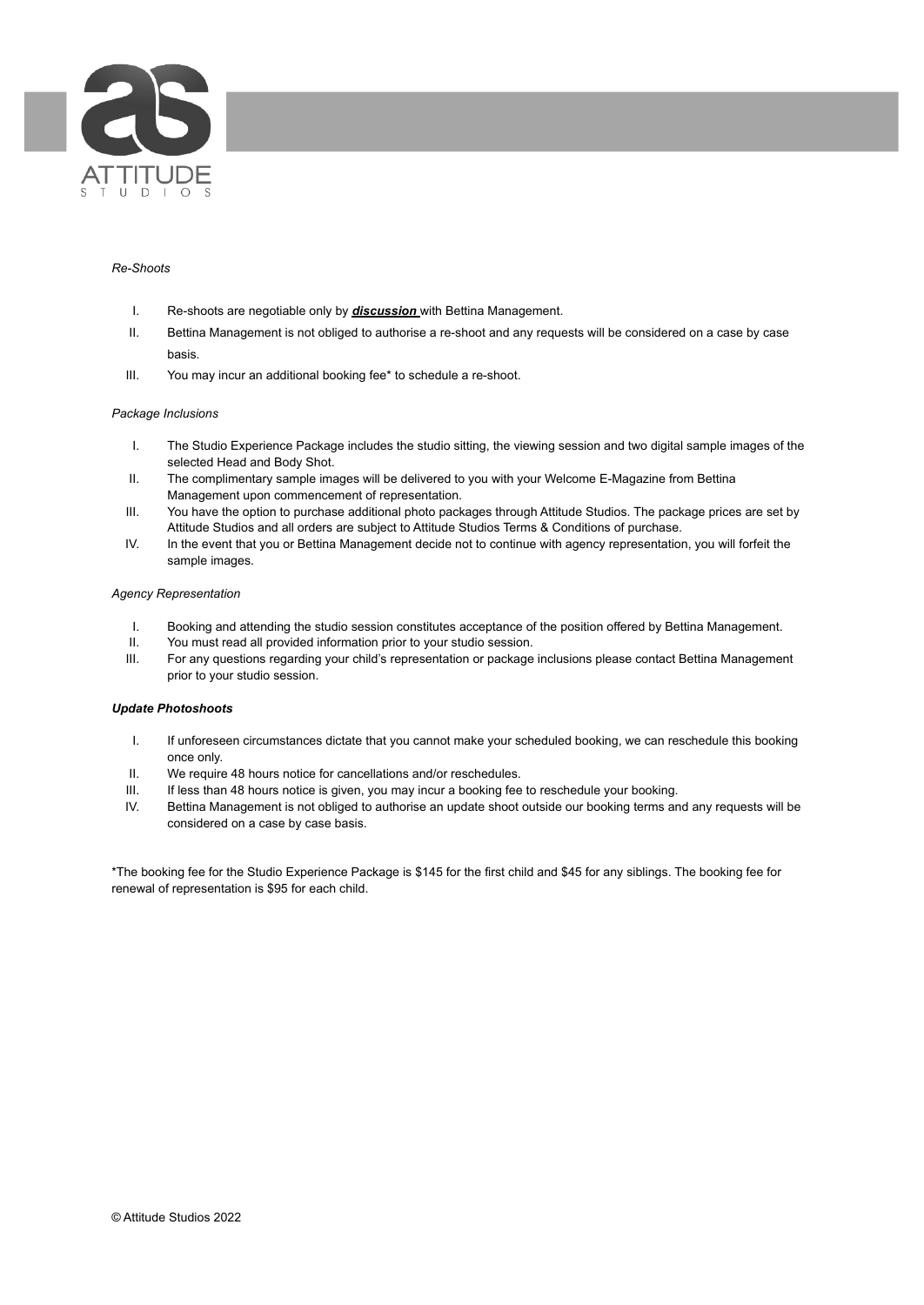*Re-Shoots*

I. Re-shoots are negotiable only by ***discussion*** with Bettina Management.
II. Bettina Management is not obliged to authorise a re-shoot and any requests will be considered on a case by case basis.
III. You may incur an additional booking fee* to schedule a re-shoot.

*Package Inclusions*

I. The Studio Experience Package includes the studio sitting, the viewing session and two digital sample images of the selected Head and Body Shot.
II. The complimentary sample images will be delivered to you with your Welcome E-Magazine from Bettina Management upon commencement of representation.
III. You have the option to purchase additional photo packages through Attitude Studios. The package prices are set by Attitude Studios and all orders are subject to Attitude Studios Terms & Conditions of purchase.
IV. In the event that you or Bettina Management decide not to continue with agency representation, you will forfeit the sample images.

*Agency Representation*

I. Booking and attending the studio session constitutes acceptance of the position offered by Bettina Management.
II. You must read all provided information prior to your studio session.
III. For any questions regarding your child's representation or package inclusions please contact Bettina Management prior to your studio session.

***Update Photoshoots***

I. If unforeseen circumstances dictate that you cannot make your scheduled booking, we can reschedule this booking once only.
II. We require 48 hours notice for cancellations and/or reschedules.
III. If less than 48 hours notice is given, you may incur a booking fee to reschedule your booking.
IV. Bettina Management is not obliged to authorise an update shoot outside our booking terms and any requests will be considered on a case by case basis.

*The booking fee for the Studio Experience Package is $145 for the first child and $45 for any siblings. The booking fee for renewal of representation is $95 for each child.

© Attitude Studios 2022